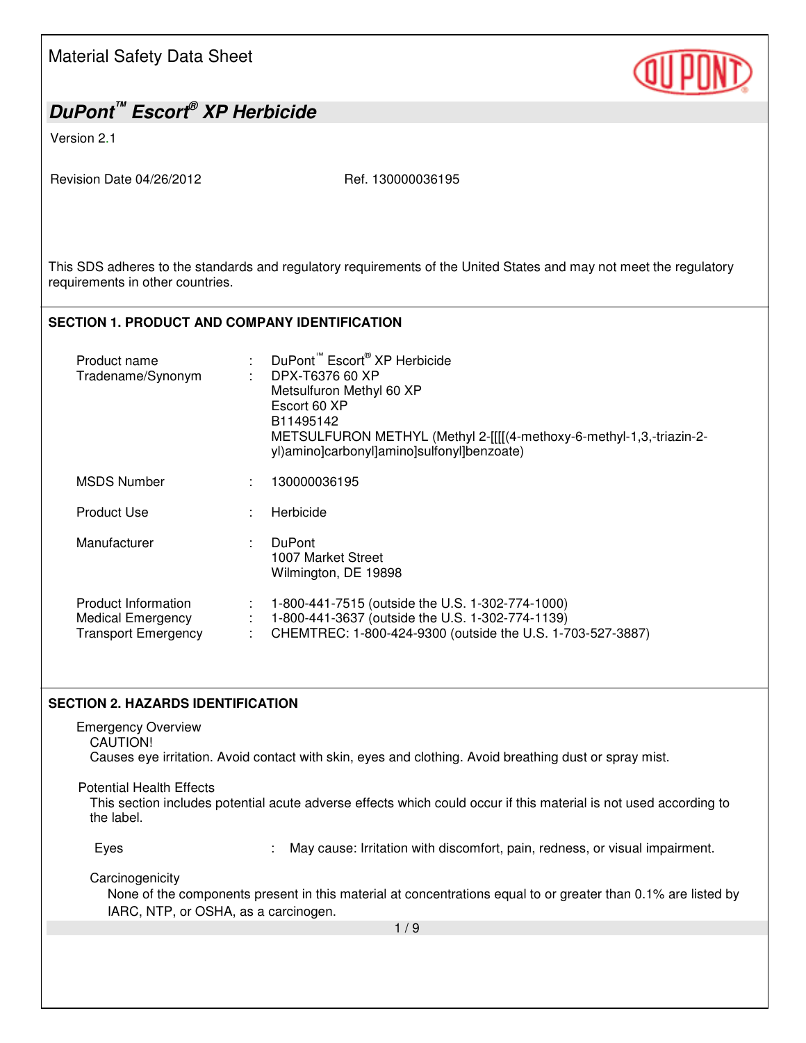Material Safety Data Sheet

# DuPont™ Escort® XP Herbicide

Version 2.1

Revision Date 04/26/2012 Ref. 130000036195

This SDS adheres to the standards and regulatory requirements of the United States and may not meet the regulatory requirements in other countries.

## SECTION 1. PRODUCT AND COMPANY IDENTIFICATION

| | | |
|---|---|---|
| Product name | : | DuPont™ Escort® XP Herbicide |
| Tradename/Synonym | : | DPX-T6376 60 XP<br>Metsulfuron Methyl 60 XP<br>Escort 60 XP<br>B11495142<br>METSULFURON METHYL (Methyl 2-[[[[(4-methoxy-6-methyl-1,3,-triazin-2-yl)amino]carbonyl]amino]sulfonyl]benzoate) |
| MSDS Number | : | 130000036195 |
| Product Use | : | Herbicide |
| Manufacturer | : | DuPont<br>1007 Market Street<br>Wilmington, DE 19898 |
| Product Information | : | 1-800-441-7515 (outside the U.S. 1-302-774-1000) |
| Medical Emergency | : | 1-800-441-3637 (outside the U.S. 1-302-774-1139) |
| Transport Emergency | : | CHEMTREC: 1-800-424-9300 (outside the U.S. 1-703-527-3887) |

## SECTION 2. HAZARDS IDENTIFICATION

Emergency Overview

CAUTION!

Causes eye irritation. Avoid contact with skin, eyes and clothing. Avoid breathing dust or spray mist.

Potential Health Effects

This section includes potential acute adverse effects which could occur if this material is not used according to the label.

Eyes : May cause: Irritation with discomfort, pain, redness, or visual impairment.

Carcinogenicity

None of the components present in this material at concentrations equal to or greater than 0.1% are listed by IARC, NTP, or OSHA, as a carcinogen.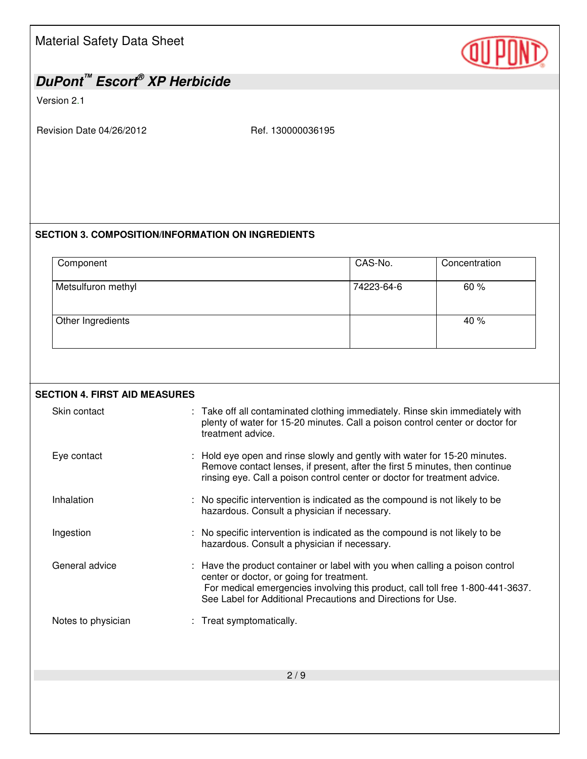## SECTION 3. COMPOSITION/INFORMATION ON INGREDIENTS

| Component | CAS-No. | Concentration |
|---|---|---|
| Metsulfuron methyl | 74223-64-6 | 60 % |
| Other Ingredients | | 40 % |

## SECTION 4. FIRST AID MEASURES

**Skin contact** : Take off all contaminated clothing immediately. Rinse skin immediately with plenty of water for 15-20 minutes. Call a poison control center or doctor for treatment advice.

**Eye contact** : Hold eye open and rinse slowly and gently with water for 15-20 minutes. Remove contact lenses, if present, after the first 5 minutes, then continue rinsing eye. Call a poison control center or doctor for treatment advice.

**Inhalation** : No specific intervention is indicated as the compound is not likely to be hazardous. Consult a physician if necessary.

**Ingestion** : No specific intervention is indicated as the compound is not likely to be hazardous. Consult a physician if necessary.

**General advice** : Have the product container or label with you when calling a poison control center or doctor, or going for treatment.
For medical emergencies involving this product, call toll free 1-800-441-3637.
See Label for Additional Precautions and Directions for Use.

**Notes to physician** : Treat symptomatically.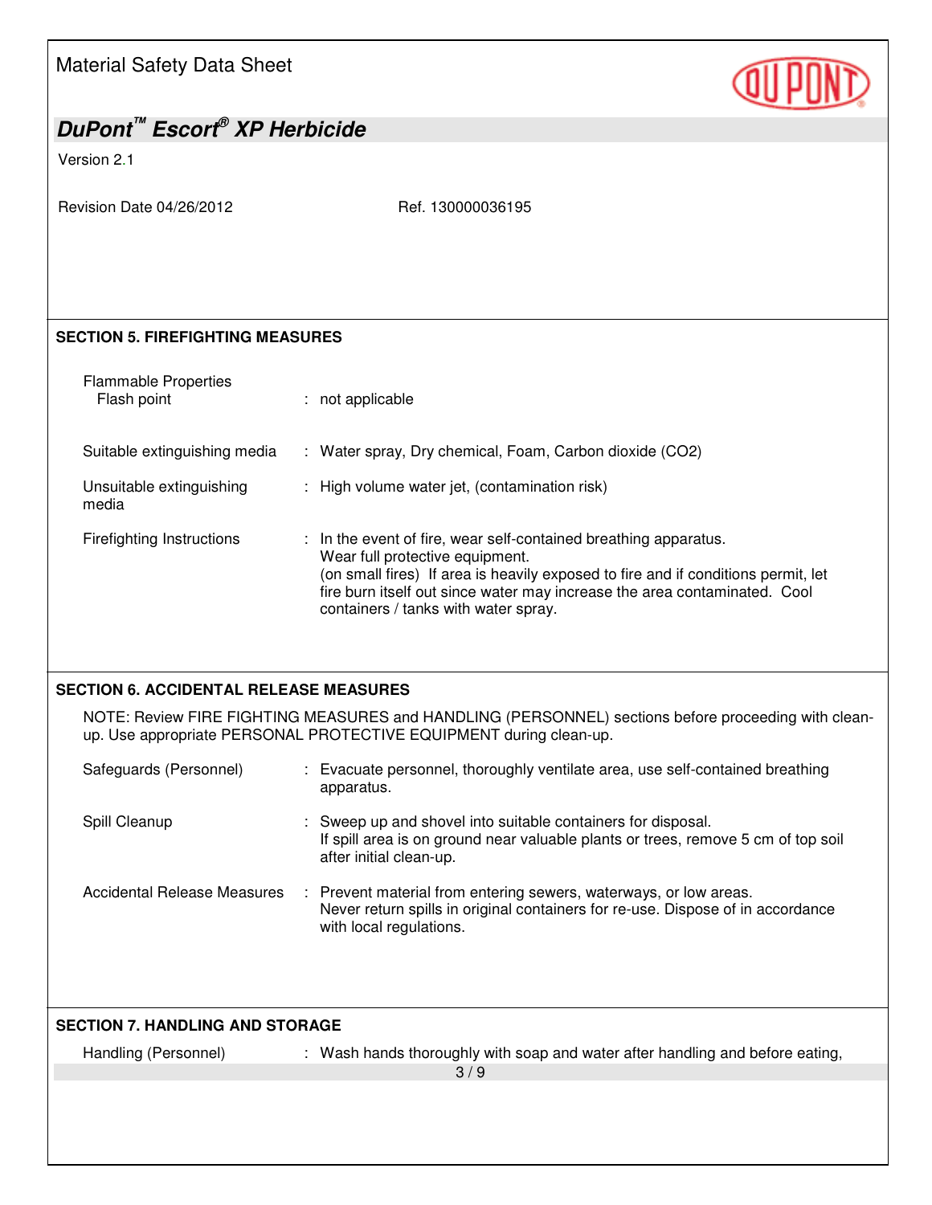## SECTION 5. FIREFIGHTING MEASURES

Flammable Properties

| | | |
|---|---|---|
| Flash point | : | not applicable |
| Suitable extinguishing media | : | Water spray, Dry chemical, Foam, Carbon dioxide ($CO_2$) |
| Unsuitable extinguishing media | : | High volume water jet, (contamination risk) |
| Firefighting Instructions | : | In the event of fire, wear self-contained breathing apparatus. Wear full protective equipment. (on small fires) If area is heavily exposed to fire and if conditions permit, let fire burn itself out since water may increase the area contaminated. Cool containers / tanks with water spray. |

## SECTION 6. ACCIDENTAL RELEASE MEASURES

NOTE: Review FIRE FIGHTING MEASURES and HANDLING (PERSONNEL) sections before proceeding with clean-up. Use appropriate PERSONAL PROTECTIVE EQUIPMENT during clean-up.

| | | |
|---|---|---|
| Safeguards (Personnel) | : | Evacuate personnel, thoroughly ventilate area, use self-contained breathing apparatus. |
| Spill Cleanup | : | Sweep up and shovel into suitable containers for disposal. If spill area is on ground near valuable plants or trees, remove 5 cm of top soil after initial clean-up. |
| Accidental Release Measures | : | Prevent material from entering sewers, waterways, or low areas. Never return spills in original containers for re-use. Dispose of in accordance with local regulations. |

## SECTION 7. HANDLING AND STORAGE

| | | |
|---|---|---|
| Handling (Personnel) | : | Wash hands thoroughly with soap and water after handling and before eating, |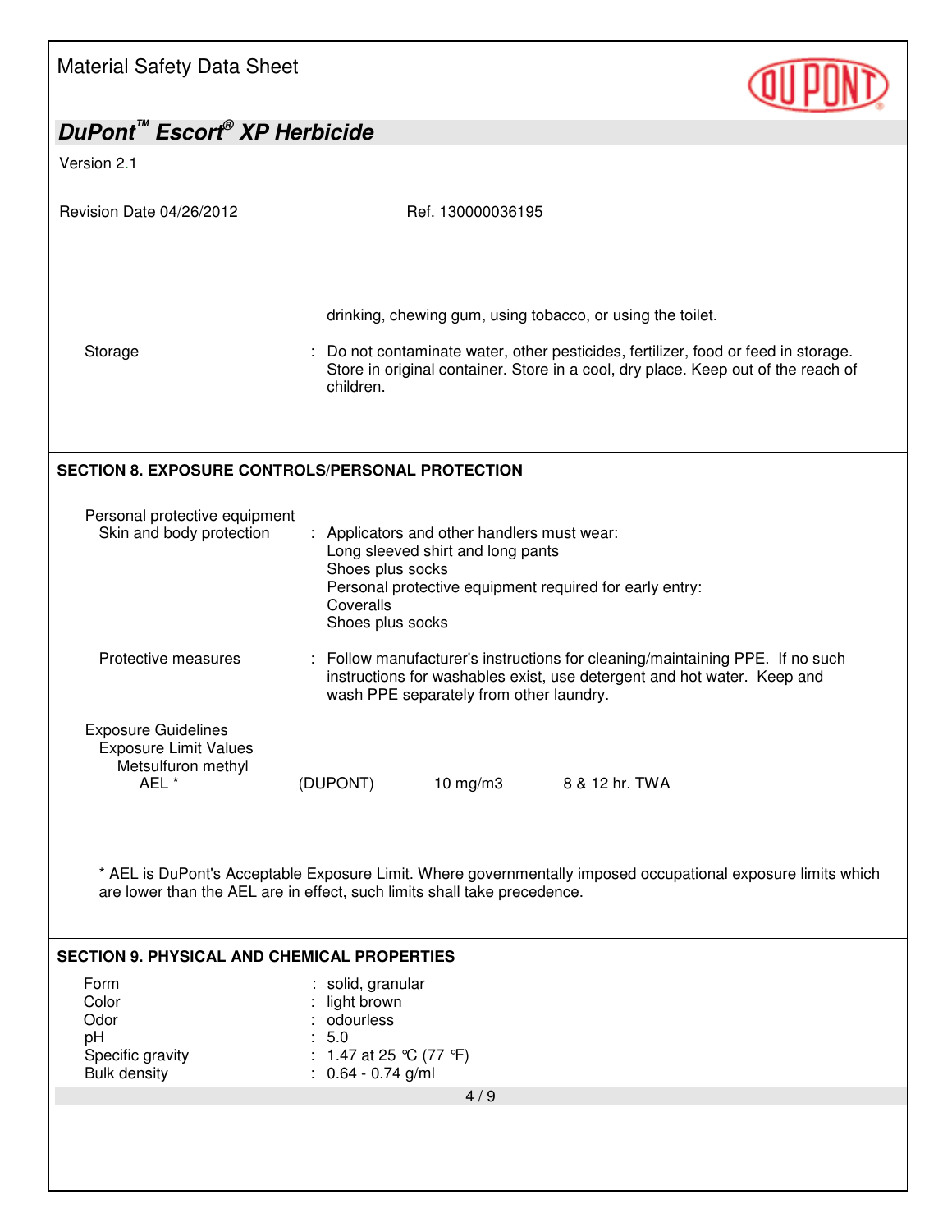drinking, chewing gum, using tobacco, or using the toilet.

| | |
|---|---|
| Storage | : Do not contaminate water, other pesticides, fertilizer, food or feed in storage. Store in original container. Store in a cool, dry place. Keep out of the reach of children. |

## SECTION 8. EXPOSURE CONTROLS/PERSONAL PROTECTION

Personal protective equipment

| | |
|---|---|
| Skin and body protection | : Applicators and other handlers must wear:<br>Long sleeved shirt and long pants<br>Shoes plus socks<br>Personal protective equipment required for early entry:<br>Coveralls<br>Shoes plus socks |
| Protective measures | : Follow manufacturer's instructions for cleaning/maintaining PPE. If no such instructions for washables exist, use detergent and hot water. Keep and wash PPE separately from other laundry. |

Exposure Guidelines

Exposure Limit Values

Metsulfuron methyl

| | | | |
|---|---|---|---|
| AEL * | (DUPONT) | 10 mg/m3 | 8 & 12 hr. TWA |

* AEL is DuPont's Acceptable Exposure Limit. Where governmentally imposed occupational exposure limits which are lower than the AEL are in effect, such limits shall take precedence.

## SECTION 9. PHYSICAL AND CHEMICAL PROPERTIES

| | |
|---|---|
| Form | : solid, granular |
| Color | : light brown |
| Odor | : odourless |
| pH | : 5.0 |
| Specific gravity | : 1.47 at 25 °C (77 °F) |
| Bulk density | : 0.64 - 0.74 g/ml |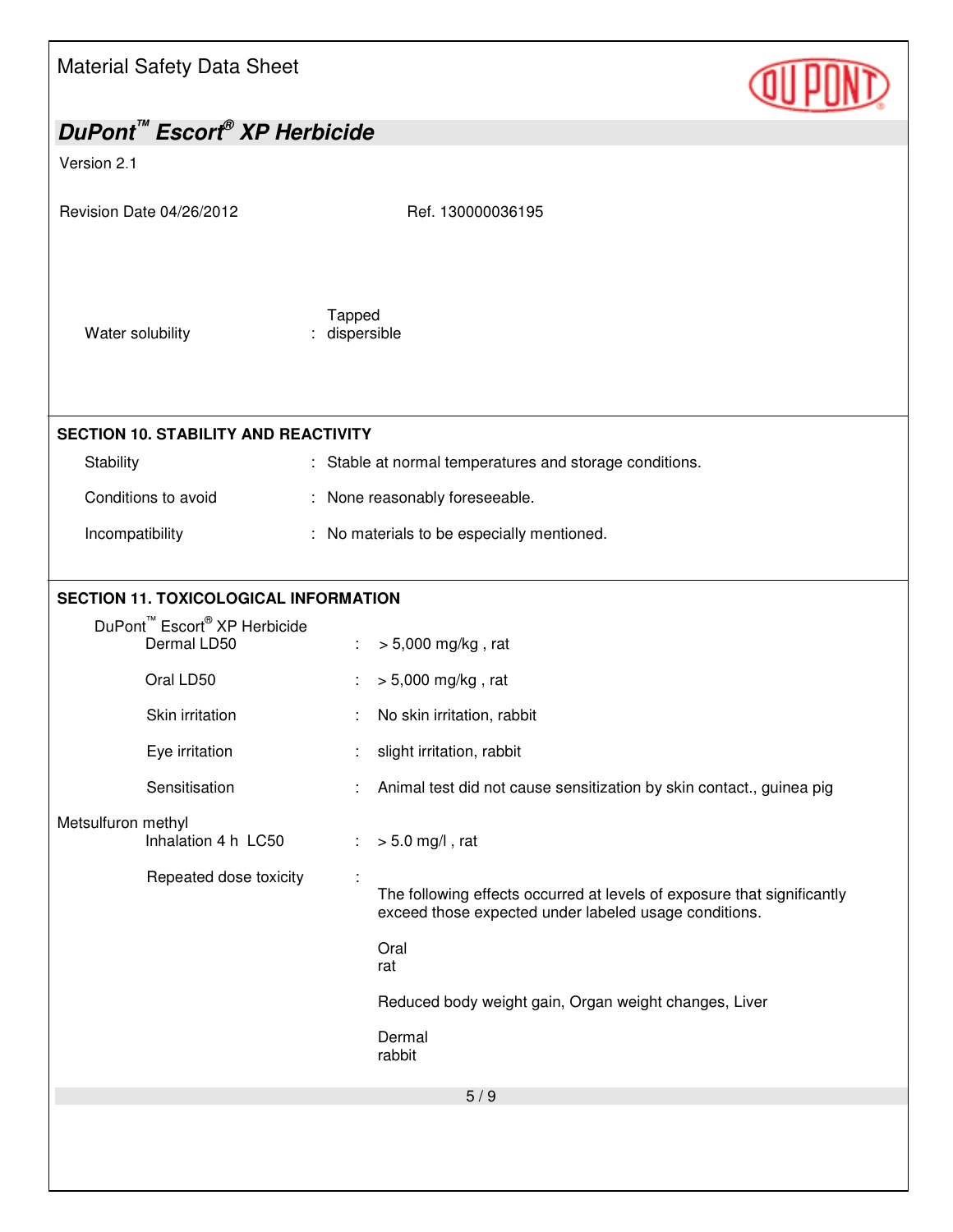Water solubility : Tapped dispersible

## SECTION 10. STABILITY AND REACTIVITY

| | | |
|---|---|---|
| Stability | : | Stable at normal temperatures and storage conditions. |
| Conditions to avoid | : | None reasonably foreseeable. |
| Incompatibility | : | No materials to be especially mentioned. |

## SECTION 11. TOXICOLOGICAL INFORMATION

DuPont™ Escort® XP Herbicide

| | | |
|---|---|---|
| Dermal LD50 | : | > 5,000 mg/kg , rat |
| Oral LD50 | : | > 5,000 mg/kg , rat |
| Skin irritation | : | No skin irritation, rabbit |
| Eye irritation | : | slight irritation, rabbit |
| Sensitisation | : | Animal test did not cause sensitization by skin contact., guinea pig |

Metsulfuron methyl

Inhalation 4 h LC50 : > 5.0 mg/l , rat

Repeated dose toxicity :

The following effects occurred at levels of exposure that significantly exceed those expected under labeled usage conditions.

Oral
rat

Reduced body weight gain, Organ weight changes, Liver

Dermal
rabbit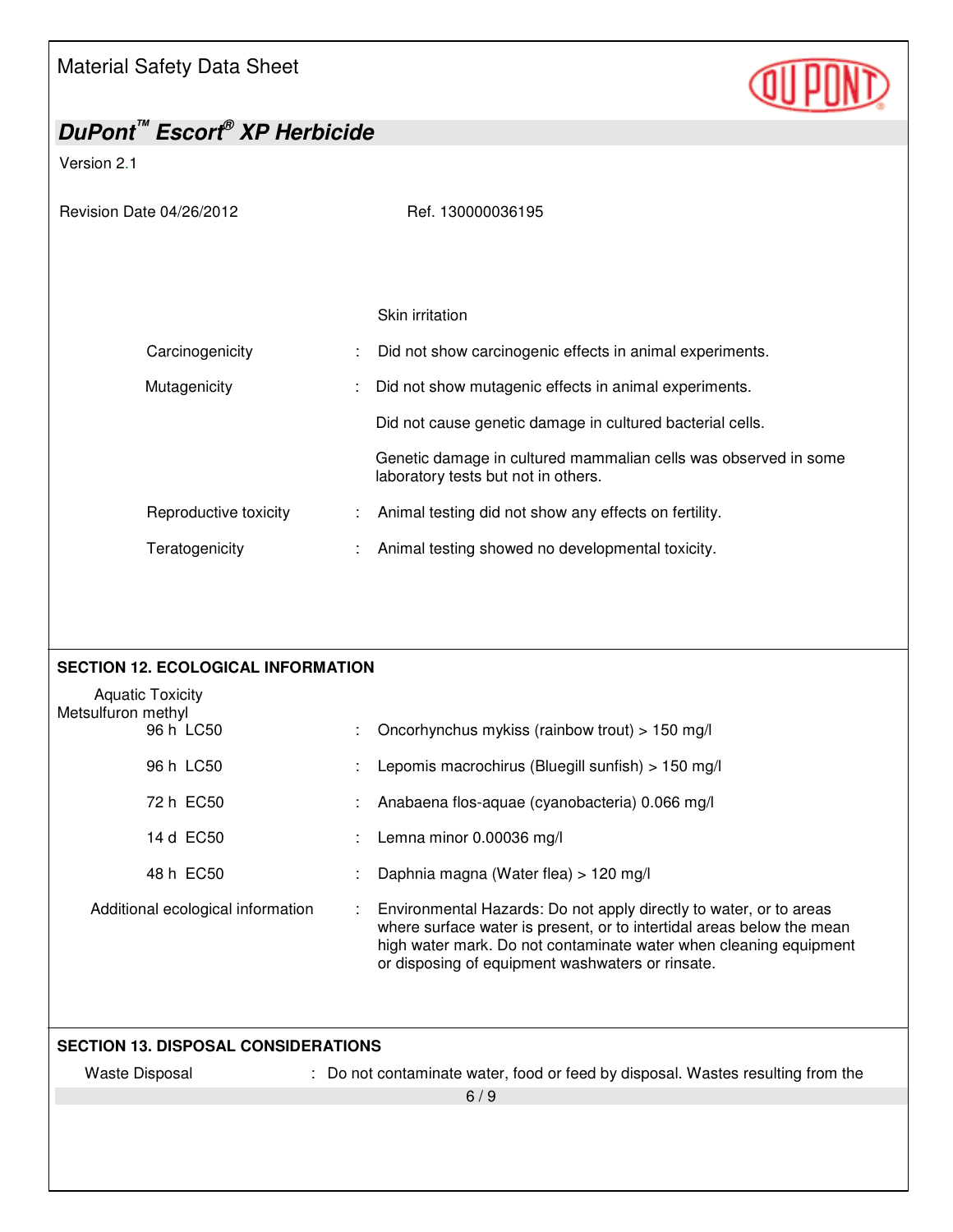Skin irritation

| | | |
|---|---|---|
| Carcinogenicity | : | Did not show carcinogenic effects in animal experiments. |
| Mutagenicity | : | Did not show mutagenic effects in animal experiments. |
| | | Did not cause genetic damage in cultured bacterial cells. |
| | | Genetic damage in cultured mammalian cells was observed in some laboratory tests but not in others. |
| Reproductive toxicity | : | Animal testing did not show any effects on fertility. |
| Teratogenicity | : | Animal testing showed no developmental toxicity. |

## SECTION 12. ECOLOGICAL INFORMATION

Aquatic Toxicity

Metsulfuron methyl

| | | |
|---|---|---|
| 96 h LC50 | : | Oncorhynchus mykiss (rainbow trout) > 150 mg/l |
| 96 h LC50 | : | Lepomis macrochirus (Bluegill sunfish) > 150 mg/l |
| 72 h EC50 | : | Anabaena flos-aquae (cyanobacteria) 0.066 mg/l |
| 14 d EC50 | : | Lemna minor 0.00036 mg/l |
| 48 h EC50 | : | Daphnia magna (Water flea) > 120 mg/l |

Additional ecological information : Environmental Hazards: Do not apply directly to water, or to areas where surface water is present, or to intertidal areas below the mean high water mark. Do not contaminate water when cleaning equipment or disposing of equipment washwaters or rinsate.

## SECTION 13. DISPOSAL CONSIDERATIONS

Waste Disposal : Do not contaminate water, food or feed by disposal. Wastes resulting from the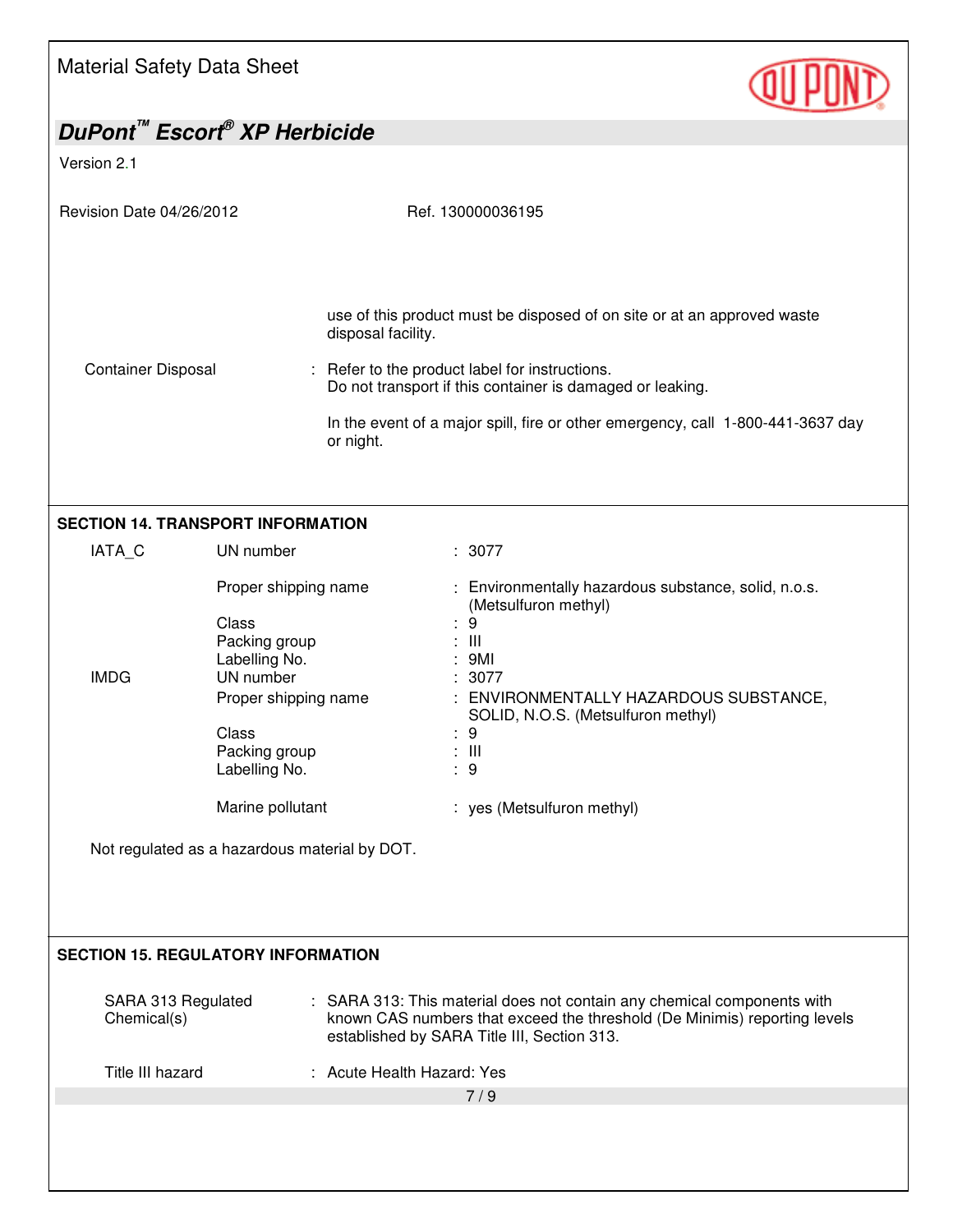use of this product must be disposed of on site or at an approved waste disposal facility.

| | | |
|---|---|---|
| Container Disposal | : | Refer to the product label for instructions.<br>Do not transport if this container is damaged or leaking.<br><br>In the event of a major spill, fire or other emergency, call 1-800-441-3637 day or night. |

## SECTION 14. TRANSPORT INFORMATION

| | | | |
|---|---|---|---|
| IATA_C | UN number | : | 3077 |
| | Proper shipping name | : | Environmentally hazardous substance, solid, n.o.s. (Metsulfuron methyl) |
| | Class | : | 9 |
| | Packing group | : | III |
| | Labelling No. | : | 9MI |
| IMDG | UN number | : | 3077 |
| | Proper shipping name | : | ENVIRONMENTALLY HAZARDOUS SUBSTANCE, SOLID, N.O.S. (Metsulfuron methyl) |
| | Class | : | 9 |
| | Packing group | : | III |
| | Labelling No. | : | 9 |
| | Marine pollutant | : | yes (Metsulfuron methyl) |

Not regulated as a hazardous material by DOT.

## SECTION 15. REGULATORY INFORMATION

| | | |
|---|---|---|
| SARA 313 Regulated Chemical(s) | : | SARA 313: This material does not contain any chemical components with known CAS numbers that exceed the threshold (De Minimis) reporting levels established by SARA Title III, Section 313. |
| Title III hazard | : | Acute Health Hazard: Yes |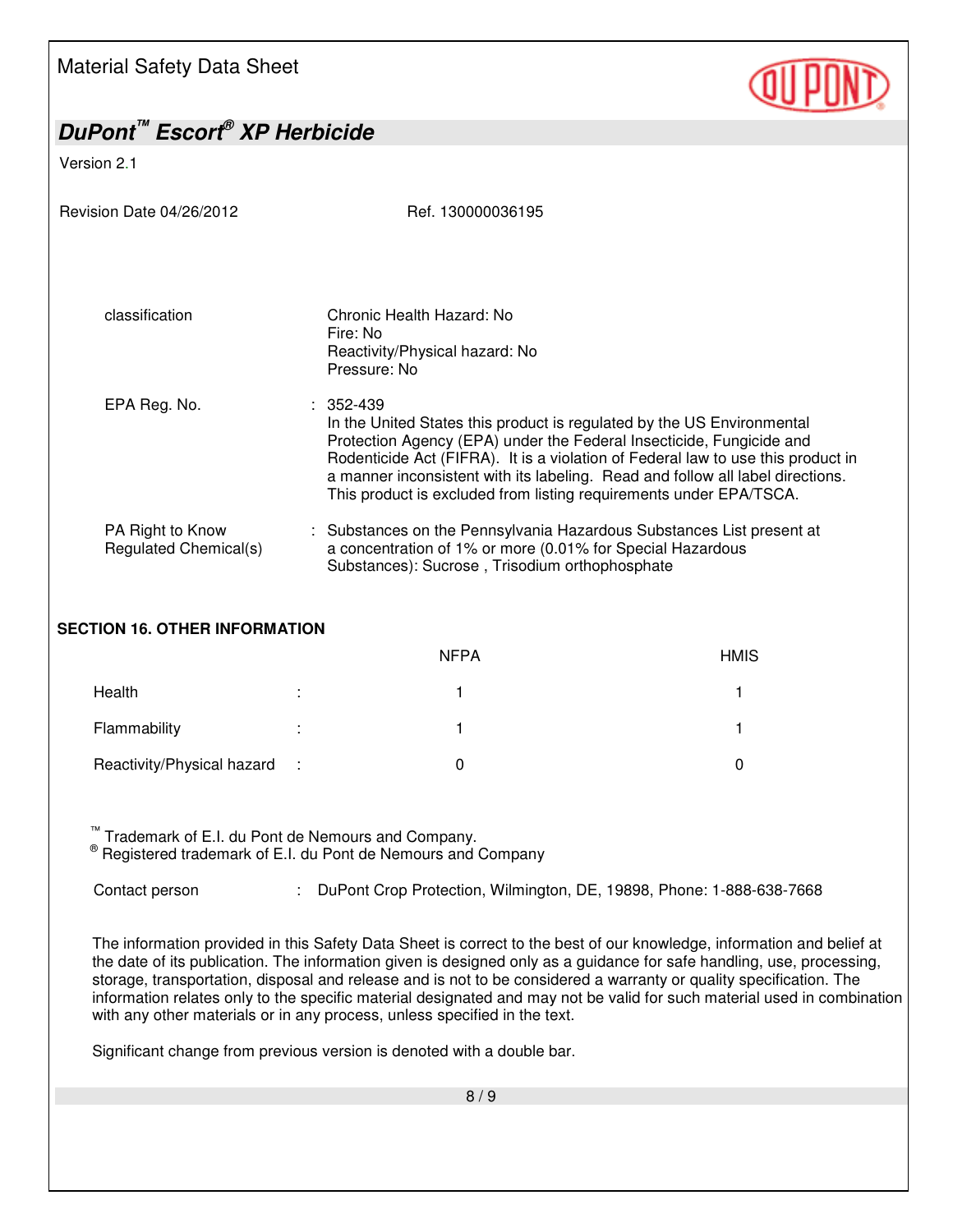| | |
|---|---|
| classification | Chronic Health Hazard: No<br>Fire: No<br>Reactivity/Physical hazard: No<br>Pressure: No |
| EPA Reg. No. | : 352-439<br>In the United States this product is regulated by the US Environmental Protection Agency (EPA) under the Federal Insecticide, Fungicide and Rodenticide Act (FIFRA). It is a violation of Federal law to use this product in a manner inconsistent with its labeling. Read and follow all label directions. This product is excluded from listing requirements under EPA/TSCA. |
| PA Right to Know Regulated Chemical(s) | : Substances on the Pennsylvania Hazardous Substances List present at a concentration of 1% or more (0.01% for Special Hazardous Substances): Sucrose , Trisodium orthophosphate |

## SECTION 16. OTHER INFORMATION

| | | NFPA | HMIS |
|---|---|---|---|
| Health | : | 1 | 1 |
| Flammability | : | 1 | 1 |
| Reactivity/Physical hazard | : | 0 | 0 |

™ Trademark of E.I. du Pont de Nemours and Company.
® Registered trademark of E.I. du Pont de Nemours and Company

Contact person : DuPont Crop Protection, Wilmington, DE, 19898, Phone: 1-888-638-7668

The information provided in this Safety Data Sheet is correct to the best of our knowledge, information and belief at the date of its publication. The information given is designed only as a guidance for safe handling, use, processing, storage, transportation, disposal and release and is not to be considered a warranty or quality specification. The information relates only to the specific material designated and may not be valid for such material used in combination with any other materials or in any process, unless specified in the text.

Significant change from previous version is denoted with a double bar.